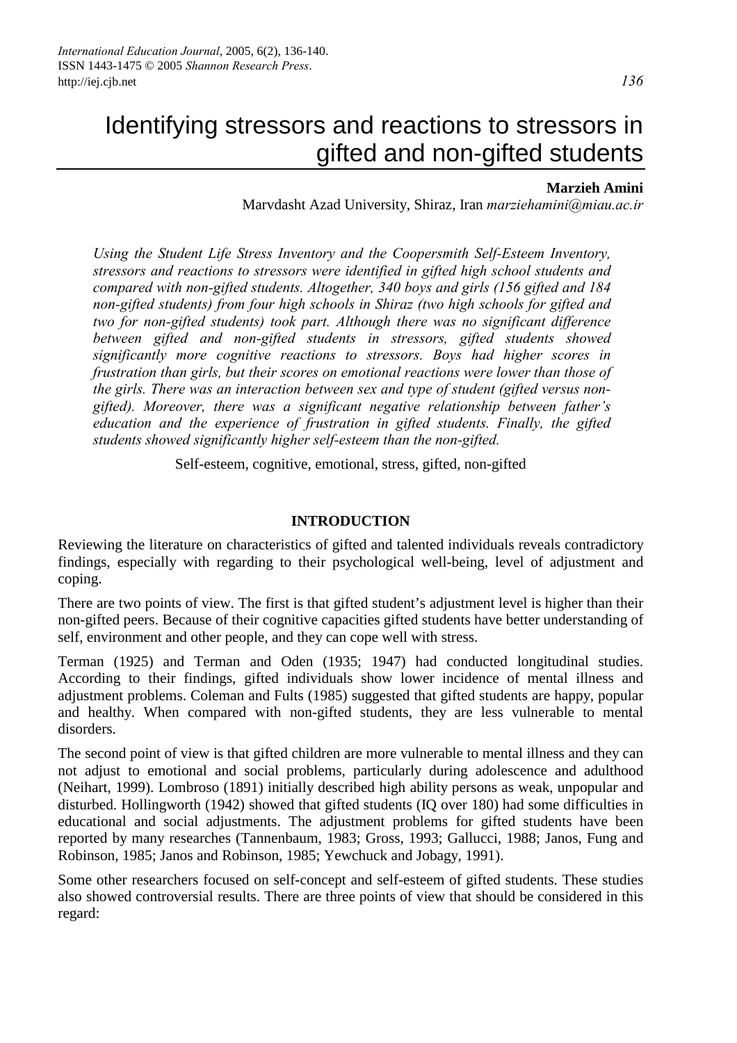# Identifying stressors and reactions to stressors in gifted and non-gifted students

**Marzieh Amini**
Marvdasht Azad University, Shiraz, Iran *marziehamini@miau.ac.ir*

*Using the Student Life Stress Inventory and the Coopersmith Self-Esteem Inventory, stressors and reactions to stressors were identified in gifted high school students and compared with non-gifted students. Altogether, 340 boys and girls (156 gifted and 184 non-gifted students) from four high schools in Shiraz (two high schools for gifted and two for non-gifted students) took part. Although there was no significant difference between gifted and non-gifted students in stressors, gifted students showed significantly more cognitive reactions to stressors. Boys had higher scores in frustration than girls, but their scores on emotional reactions were lower than those of the girls. There was an interaction between sex and type of student (gifted versus non-gifted). Moreover, there was a significant negative relationship between father's education and the experience of frustration in gifted students. Finally, the gifted students showed significantly higher self-esteem than the non-gifted.*

Self-esteem, cognitive, emotional, stress, gifted, non-gifted

## INTRODUCTION

Reviewing the literature on characteristics of gifted and talented individuals reveals contradictory findings, especially with regarding to their psychological well-being, level of adjustment and coping.

There are two points of view. The first is that gifted student's adjustment level is higher than their non-gifted peers. Because of their cognitive capacities gifted students have better understanding of self, environment and other people, and they can cope well with stress.

Terman (1925) and Terman and Oden (1935; 1947) had conducted longitudinal studies. According to their findings, gifted individuals show lower incidence of mental illness and adjustment problems. Coleman and Fults (1985) suggested that gifted students are happy, popular and healthy. When compared with non-gifted students, they are less vulnerable to mental disorders.

The second point of view is that gifted children are more vulnerable to mental illness and they can not adjust to emotional and social problems, particularly during adolescence and adulthood (Neihart, 1999). Lombroso (1891) initially described high ability persons as weak, unpopular and disturbed. Hollingworth (1942) showed that gifted students (IQ over 180) had some difficulties in educational and social adjustments. The adjustment problems for gifted students have been reported by many researches (Tannenbaum, 1983; Gross, 1993; Gallucci, 1988; Janos, Fung and Robinson, 1985; Janos and Robinson, 1985; Yewchuck and Jobagy, 1991).

Some other researchers focused on self-concept and self-esteem of gifted students. These studies also showed controversial results. There are three points of view that should be considered in this regard: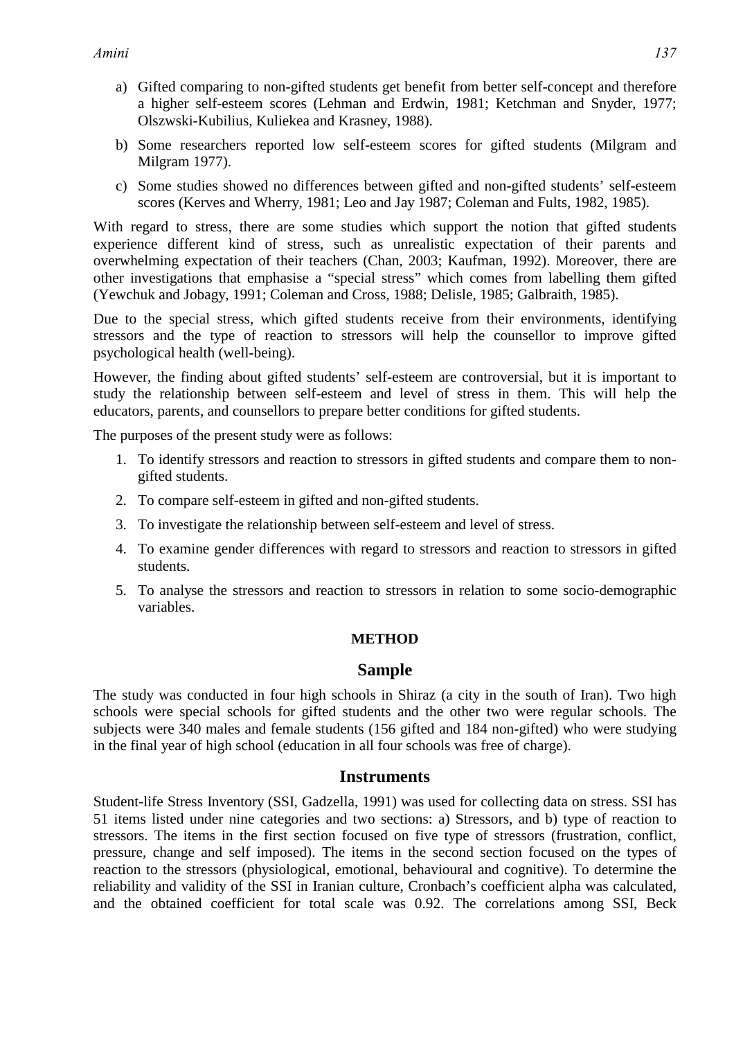a) Gifted comparing to non-gifted students get benefit from better self-concept and therefore a higher self-esteem scores (Lehman and Erdwin, 1981; Ketchman and Snyder, 1977; Olszwski-Kubilius, Kuliekea and Krasney, 1988).

b) Some researchers reported low self-esteem scores for gifted students (Milgram and Milgram 1977).

c) Some studies showed no differences between gifted and non-gifted students' self-esteem scores (Kerves and Wherry, 1981; Leo and Jay 1987; Coleman and Fults, 1982, 1985).

With regard to stress, there are some studies which support the notion that gifted students experience different kind of stress, such as unrealistic expectation of their parents and overwhelming expectation of their teachers (Chan, 2003; Kaufman, 1992). Moreover, there are other investigations that emphasise a "special stress" which comes from labelling them gifted (Yewchuk and Jobagy, 1991; Coleman and Cross, 1988; Delisle, 1985; Galbraith, 1985).

Due to the special stress, which gifted students receive from their environments, identifying stressors and the type of reaction to stressors will help the counsellor to improve gifted psychological health (well-being).

However, the finding about gifted students' self-esteem are controversial, but it is important to study the relationship between self-esteem and level of stress in them. This will help the educators, parents, and counsellors to prepare better conditions for gifted students.

The purposes of the present study were as follows:

1. To identify stressors and reaction to stressors in gifted students and compare them to non-gifted students.
2. To compare self-esteem in gifted and non-gifted students.
3. To investigate the relationship between self-esteem and level of stress.
4. To examine gender differences with regard to stressors and reaction to stressors in gifted students.
5. To analyse the stressors and reaction to stressors in relation to some socio-demographic variables.

# METHOD

## Sample

The study was conducted in four high schools in Shiraz (a city in the south of Iran). Two high schools were special schools for gifted students and the other two were regular schools. The subjects were 340 males and female students (156 gifted and 184 non-gifted) who were studying in the final year of high school (education in all four schools was free of charge).

## Instruments

Student-life Stress Inventory (SSI, Gadzella, 1991) was used for collecting data on stress. SSI has 51 items listed under nine categories and two sections: a) Stressors, and b) type of reaction to stressors. The items in the first section focused on five type of stressors (frustration, conflict, pressure, change and self imposed). The items in the second section focused on the types of reaction to the stressors (physiological, emotional, behavioural and cognitive). To determine the reliability and validity of the SSI in Iranian culture, Cronbach's coefficient alpha was calculated, and the obtained coefficient for total scale was 0.92. The correlations among SSI, Beck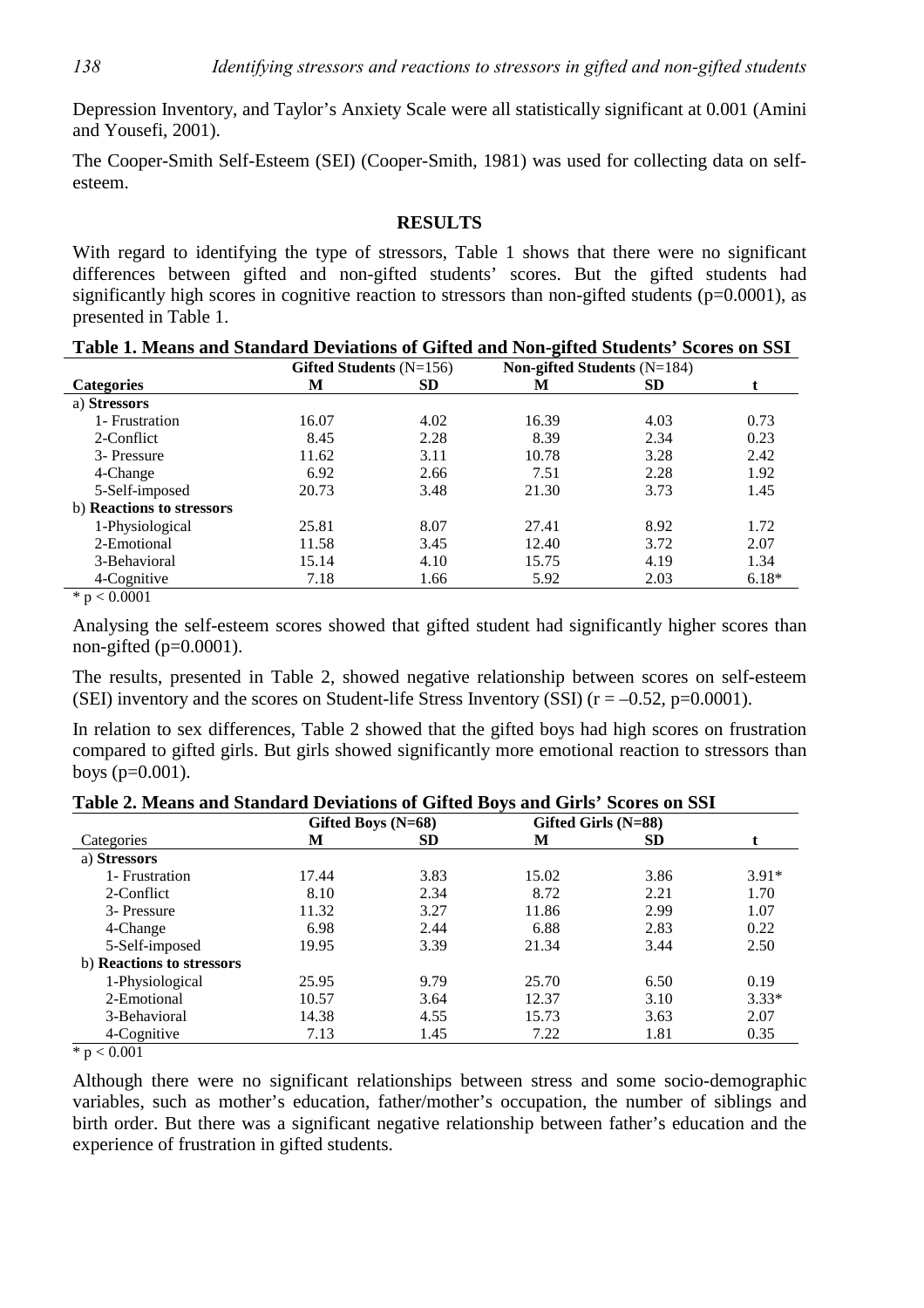Depression Inventory, and Taylor's Anxiety Scale were all statistically significant at 0.001 (Amini and Yousefi, 2001).

The Cooper-Smith Self-Esteem (SEI) (Cooper-Smith, 1981) was used for collecting data on self-esteem.

## RESULTS

With regard to identifying the type of stressors, Table 1 shows that there were no significant differences between gifted and non-gifted students' scores. But the gifted students had significantly high scores in cognitive reaction to stressors than non-gifted students (p=0.0001), as presented in Table 1.

**Table 1. Means and Standard Deviations of Gifted and Non-gifted Students' Scores on SSI**

| | **Gifted Students** (N=156) | | **Non-gifted Students** (N=184) | | |
|---|---|---|---|---|---|
| **Categories** | **M** | **SD** | **M** | **SD** | **t** |
| a) **Stressors** | | | | | |
| 1- Frustration | 16.07 | 4.02 | 16.39 | 4.03 | 0.73 |
| 2-Conflict | 8.45 | 2.28 | 8.39 | 2.34 | 0.23 |
| 3- Pressure | 11.62 | 3.11 | 10.78 | 3.28 | 2.42 |
| 4-Change | 6.92 | 2.66 | 7.51 | 2.28 | 1.92 |
| 5-Self-imposed | 20.73 | 3.48 | 21.30 | 3.73 | 1.45 |
| b) **Reactions to stressors** | | | | | |
| 1-Physiological | 25.81 | 8.07 | 27.41 | 8.92 | 1.72 |
| 2-Emotional | 11.58 | 3.45 | 12.40 | 3.72 | 2.07 |
| 3-Behavioral | 15.14 | 4.10 | 15.75 | 4.19 | 1.34 |
| 4-Cognitive | 7.18 | 1.66 | 5.92 | 2.03 | 6.18* |

* $p < 0.0001$

Analysing the self-esteem scores showed that gifted student had significantly higher scores than non-gifted (p=0.0001).

The results, presented in Table 2, showed negative relationship between scores on self-esteem (SEI) inventory and the scores on Student-life Stress Inventory (SSI) ($r = -0.52$, p=0.0001).

In relation to sex differences, Table 2 showed that the gifted boys had high scores on frustration compared to gifted girls. But girls showed significantly more emotional reaction to stressors than boys (p=0.001).

**Table 2. Means and Standard Deviations of Gifted Boys and Girls' Scores on SSI**

| | **Gifted Boys (N=68)** | | **Gifted Girls (N=88)** | | |
|---|---|---|---|---|---|
| Categories | **M** | **SD** | **M** | **SD** | **t** |
| a) **Stressors** | | | | | |
| 1- Frustration | 17.44 | 3.83 | 15.02 | 3.86 | 3.91* |
| 2-Conflict | 8.10 | 2.34 | 8.72 | 2.21 | 1.70 |
| 3- Pressure | 11.32 | 3.27 | 11.86 | 2.99 | 1.07 |
| 4-Change | 6.98 | 2.44 | 6.88 | 2.83 | 0.22 |
| 5-Self-imposed | 19.95 | 3.39 | 21.34 | 3.44 | 2.50 |
| b) **Reactions to stressors** | | | | | |
| 1-Physiological | 25.95 | 9.79 | 25.70 | 6.50 | 0.19 |
| 2-Emotional | 10.57 | 3.64 | 12.37 | 3.10 | 3.33* |
| 3-Behavioral | 14.38 | 4.55 | 15.73 | 3.63 | 2.07 |
| 4-Cognitive | 7.13 | 1.45 | 7.22 | 1.81 | 0.35 |

* $p < 0.001$

Although there were no significant relationships between stress and some socio-demographic variables, such as mother's education, father/mother's occupation, the number of siblings and birth order. But there was a significant negative relationship between father's education and the experience of frustration in gifted students.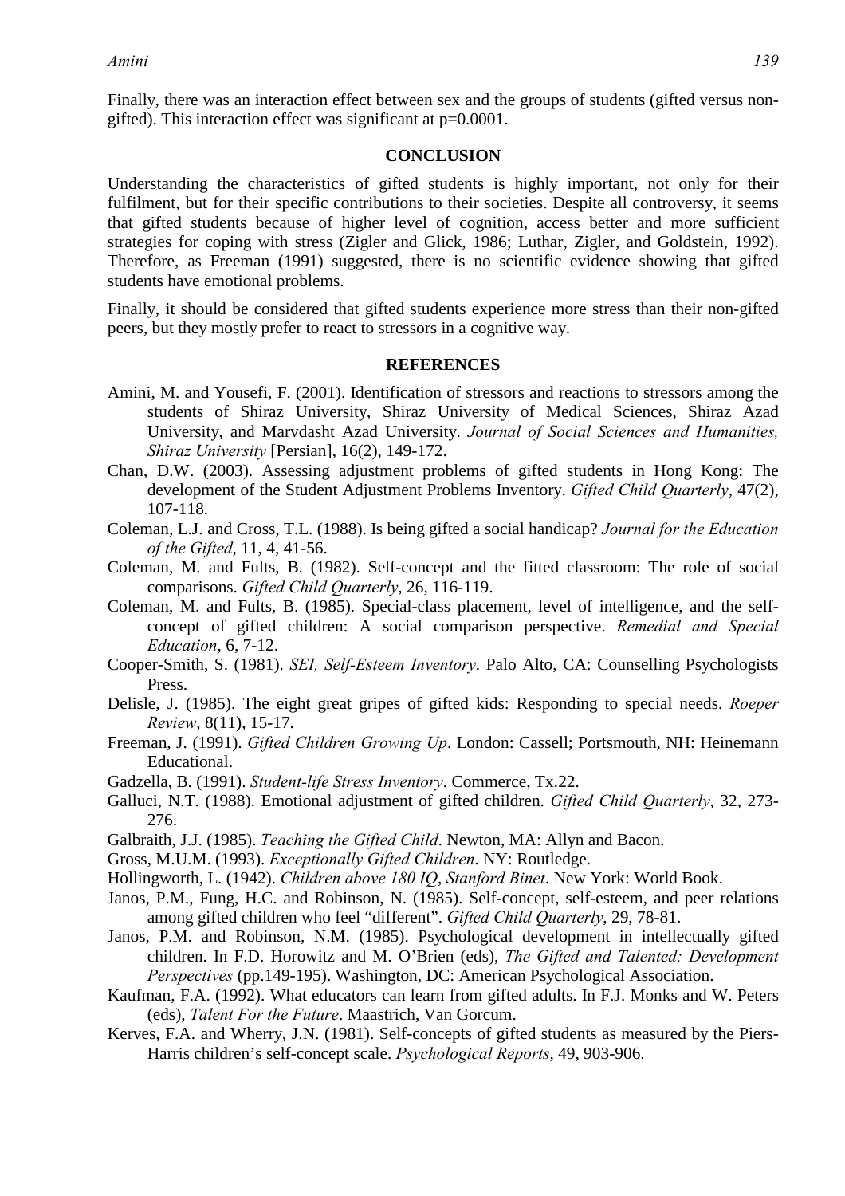Finally, there was an interaction effect between sex and the groups of students (gifted versus non-gifted). This interaction effect was significant at p=0.0001.

## CONCLUSION

Understanding the characteristics of gifted students is highly important, not only for their fulfilment, but for their specific contributions to their societies. Despite all controversy, it seems that gifted students because of higher level of cognition, access better and more sufficient strategies for coping with stress (Zigler and Glick, 1986; Luthar, Zigler, and Goldstein, 1992). Therefore, as Freeman (1991) suggested, there is no scientific evidence showing that gifted students have emotional problems.

Finally, it should be considered that gifted students experience more stress than their non-gifted peers, but they mostly prefer to react to stressors in a cognitive way.

## REFERENCES

Amini, M. and Yousefi, F. (2001). Identification of stressors and reactions to stressors among the students of Shiraz University, Shiraz University of Medical Sciences, Shiraz Azad University, and Marvdasht Azad University. *Journal of Social Sciences and Humanities, Shiraz University* [Persian], 16(2), 149-172.

Chan, D.W. (2003). Assessing adjustment problems of gifted students in Hong Kong: The development of the Student Adjustment Problems Inventory. *Gifted Child Quarterly*, 47(2), 107-118.

Coleman, L.J. and Cross, T.L. (1988). Is being gifted a social handicap? *Journal for the Education of the Gifted*, 11, 4, 41-56.

Coleman, M. and Fults, B. (1982). Self-concept and the fitted classroom: The role of social comparisons. *Gifted Child Quarterly*, 26, 116-119.

Coleman, M. and Fults, B. (1985). Special-class placement, level of intelligence, and the self-concept of gifted children: A social comparison perspective. *Remedial and Special Education*, 6, 7-12.

Cooper-Smith, S. (1981). *SEI, Self-Esteem Inventory*. Palo Alto, CA: Counselling Psychologists Press.

Delisle, J. (1985). The eight great gripes of gifted kids: Responding to special needs. *Roeper Review*, 8(11), 15-17.

Freeman, J. (1991). *Gifted Children Growing Up*. London: Cassell; Portsmouth, NH: Heinemann Educational.

Gadzella, B. (1991). *Student-life Stress Inventory*. Commerce, Tx.22.

Galluci, N.T. (1988). Emotional adjustment of gifted children. *Gifted Child Quarterly*, 32, 273-276.

Galbraith, J.J. (1985). *Teaching the Gifted Child*. Newton, MA: Allyn and Bacon.

Gross, M.U.M. (1993). *Exceptionally Gifted Children*. NY: Routledge.

Hollingworth, L. (1942). *Children above 180 IQ*, *Stanford Binet*. New York: World Book.

Janos, P.M., Fung, H.C. and Robinson, N. (1985). Self-concept, self-esteem, and peer relations among gifted children who feel "different". *Gifted Child Quarterly*, 29, 78-81.

Janos, P.M. and Robinson, N.M. (1985). Psychological development in intellectually gifted children. In F.D. Horowitz and M. O'Brien (eds), *The Gifted and Talented: Development Perspectives* (pp.149-195). Washington, DC: American Psychological Association.

Kaufman, F.A. (1992). What educators can learn from gifted adults. In F.J. Monks and W. Peters (eds), *Talent For the Future*. Maastrich, Van Gorcum.

Kerves, F.A. and Wherry, J.N. (1981). Self-concepts of gifted students as measured by the Piers-Harris children's self-concept scale. *Psychological Reports*, 49, 903-906.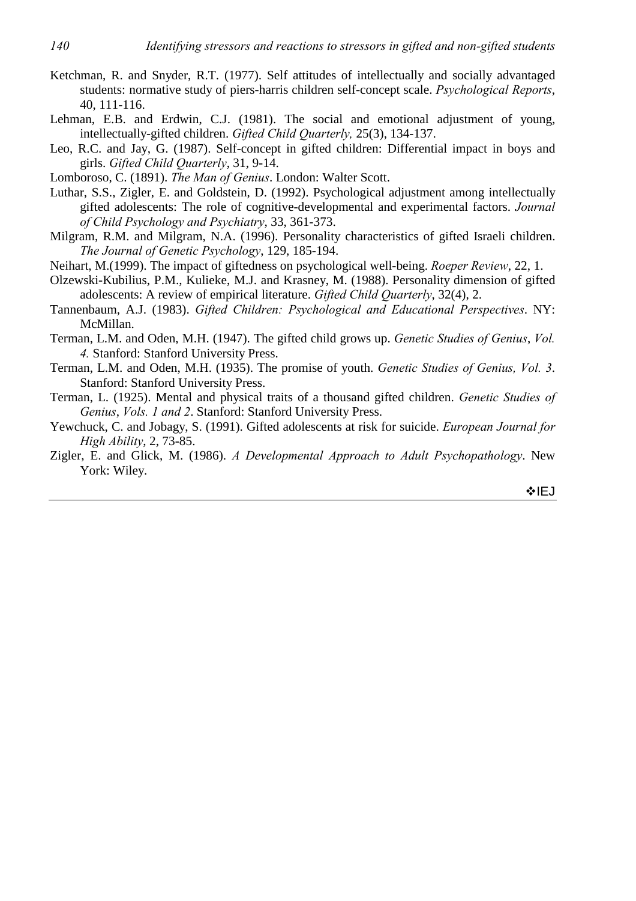Ketchman, R. and Snyder, R.T. (1977). Self attitudes of intellectually and socially advantaged students: normative study of piers-harris children self-concept scale. *Psychological Reports*, 40, 111-116.

Lehman, E.B. and Erdwin, C.J. (1981). The social and emotional adjustment of young, intellectually-gifted children. *Gifted Child Quarterly,* 25(3), 134-137.

Leo, R.C. and Jay, G. (1987). Self-concept in gifted children: Differential impact in boys and girls. *Gifted Child Quarterly*, 31, 9-14.

Lomboroso, C. (1891). *The Man of Genius*. London: Walter Scott.

Luthar, S.S., Zigler, E. and Goldstein, D. (1992). Psychological adjustment among intellectually gifted adolescents: The role of cognitive-developmental and experimental factors. *Journal of Child Psychology and Psychiatry*, 33, 361-373.

Milgram, R.M. and Milgram, N.A. (1996). Personality characteristics of gifted Israeli children. *The Journal of Genetic Psychology*, 129, 185-194.

Neihart, M.(1999). The impact of giftedness on psychological well-being. *Roeper Review*, 22, 1.

Olzewski-Kubilius, P.M., Kulieke, M.J. and Krasney, M. (1988). Personality dimension of gifted adolescents: A review of empirical literature. *Gifted Child Quarterly*, 32(4), 2.

Tannenbaum, A.J. (1983). *Gifted Children: Psychological and Educational Perspectives*. NY: McMillan.

Terman, L.M. and Oden, M.H. (1947). The gifted child grows up. *Genetic Studies of Genius*, *Vol. 4.* Stanford: Stanford University Press.

Terman, L.M. and Oden, M.H. (1935). The promise of youth. *Genetic Studies of Genius, Vol. 3*. Stanford: Stanford University Press.

Terman, L. (1925). Mental and physical traits of a thousand gifted children. *Genetic Studies of Genius*, *Vols. 1 and 2*. Stanford: Stanford University Press.

Yewchuck, C. and Jobagy, S. (1991). Gifted adolescents at risk for suicide. *European Journal for High Ability*, 2, 73-85.

Zigler, E. and Glick, M. (1986). *A Developmental Approach to Adult Psychopathology*. New York: Wiley.

❖IEJ